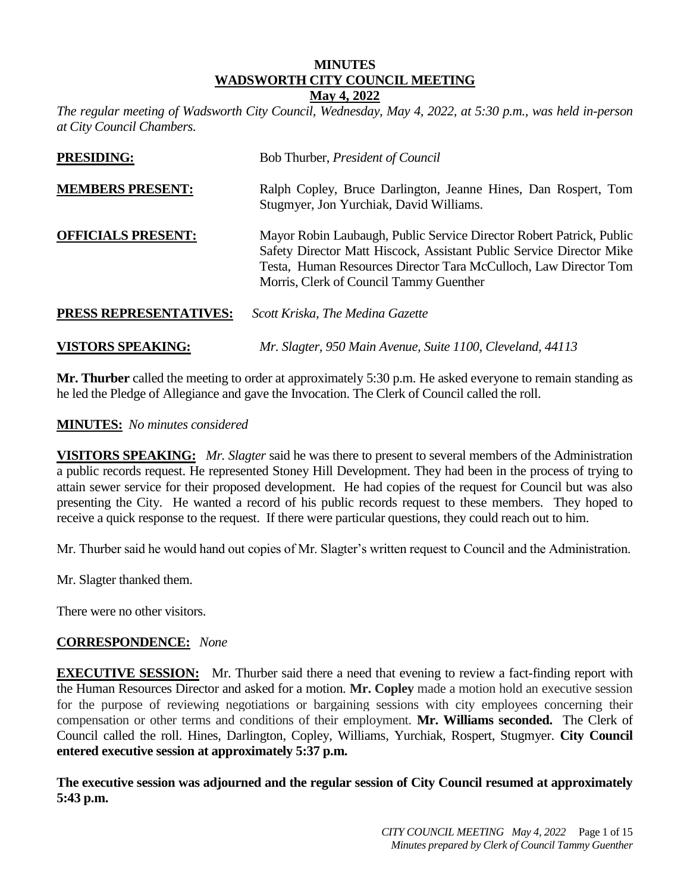# MINUTES
## WADSWORTH CITY COUNCIL MEETING
### May 4, 2022

*The regular meeting of Wadsworth City Council, Wednesday, May 4, 2022, at 5:30 p.m., was held in-person at City Council Chambers.*

**PRESIDING:** Bob Thurber, *President of Council*

**MEMBERS PRESENT:** Ralph Copley, Bruce Darlington, Jeanne Hines, Dan Rospert, Tom Stugmyer, Jon Yurchiak, David Williams.

**OFFICIALS PRESENT:** Mayor Robin Laubaugh, Public Service Director Robert Patrick, Public Safety Director Matt Hiscock, Assistant Public Service Director Mike Testa, Human Resources Director Tara McCulloch, Law Director Tom Morris, Clerk of Council Tammy Guenther

**PRESS REPRESENTATIVES:** *Scott Kriska, The Medina Gazette*

**VISTORS SPEAKING:** *Mr. Slagter, 950 Main Avenue, Suite 1100, Cleveland, 44113*

**Mr. Thurber** called the meeting to order at approximately 5:30 p.m. He asked everyone to remain standing as he led the Pledge of Allegiance and gave the Invocation. The Clerk of Council called the roll.

**MINUTES:** *No minutes considered*

**VISITORS SPEAKING:** *Mr. Slagter* said he was there to present to several members of the Administration a public records request. He represented Stoney Hill Development. They had been in the process of trying to attain sewer service for their proposed development. He had copies of the request for Council but was also presenting the City. He wanted a record of his public records request to these members. They hoped to receive a quick response to the request. If there were particular questions, they could reach out to him.

Mr. Thurber said he would hand out copies of Mr. Slagter's written request to Council and the Administration.

Mr. Slagter thanked them.

There were no other visitors.

**CORRESPONDENCE:** *None*

**EXECUTIVE SESSION:** Mr. Thurber said there a need that evening to review a fact-finding report with the Human Resources Director and asked for a motion. **Mr. Copley** made a motion hold an executive session for the purpose of reviewing negotiations or bargaining sessions with city employees concerning their compensation or other terms and conditions of their employment. **Mr. Williams seconded.** The Clerk of Council called the roll. Hines, Darlington, Copley, Williams, Yurchiak, Rospert, Stugmyer. **City Council entered executive session at approximately 5:37 p.m.**

**The executive session was adjourned and the regular session of City Council resumed at approximately 5:43 p.m.**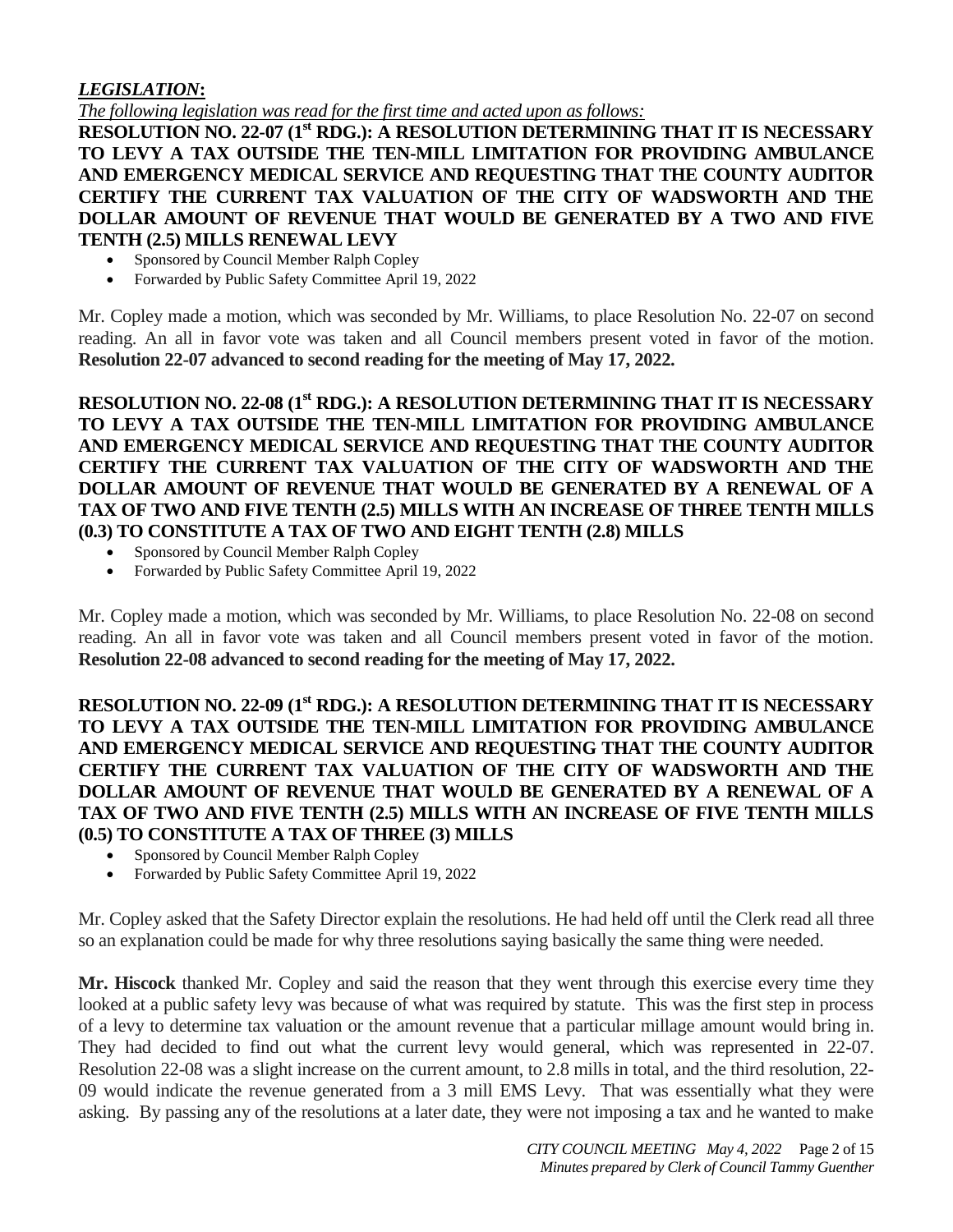***LEGISLATION*:**

*The following legislation was read for the first time and acted upon as follows:*

**RESOLUTION NO. 22-07 (1st RDG.): A RESOLUTION DETERMINING THAT IT IS NECESSARY TO LEVY A TAX OUTSIDE THE TEN-MILL LIMITATION FOR PROVIDING AMBULANCE AND EMERGENCY MEDICAL SERVICE AND REQUESTING THAT THE COUNTY AUDITOR CERTIFY THE CURRENT TAX VALUATION OF THE CITY OF WADSWORTH AND THE DOLLAR AMOUNT OF REVENUE THAT WOULD BE GENERATED BY A TWO AND FIVE TENTH (2.5) MILLS RENEWAL LEVY**

- Sponsored by Council Member Ralph Copley
- Forwarded by Public Safety Committee April 19, 2022

Mr. Copley made a motion, which was seconded by Mr. Williams, to place Resolution No. 22-07 on second reading. An all in favor vote was taken and all Council members present voted in favor of the motion. **Resolution 22-07 advanced to second reading for the meeting of May 17, 2022.**

**RESOLUTION NO. 22-08 (1st RDG.): A RESOLUTION DETERMINING THAT IT IS NECESSARY TO LEVY A TAX OUTSIDE THE TEN-MILL LIMITATION FOR PROVIDING AMBULANCE AND EMERGENCY MEDICAL SERVICE AND REQUESTING THAT THE COUNTY AUDITOR CERTIFY THE CURRENT TAX VALUATION OF THE CITY OF WADSWORTH AND THE DOLLAR AMOUNT OF REVENUE THAT WOULD BE GENERATED BY A RENEWAL OF A TAX OF TWO AND FIVE TENTH (2.5) MILLS WITH AN INCREASE OF THREE TENTH MILLS (0.3) TO CONSTITUTE A TAX OF TWO AND EIGHT TENTH (2.8) MILLS**

- Sponsored by Council Member Ralph Copley
- Forwarded by Public Safety Committee April 19, 2022

Mr. Copley made a motion, which was seconded by Mr. Williams, to place Resolution No. 22-08 on second reading. An all in favor vote was taken and all Council members present voted in favor of the motion. **Resolution 22-08 advanced to second reading for the meeting of May 17, 2022.**

**RESOLUTION NO. 22-09 (1st RDG.): A RESOLUTION DETERMINING THAT IT IS NECESSARY TO LEVY A TAX OUTSIDE THE TEN-MILL LIMITATION FOR PROVIDING AMBULANCE AND EMERGENCY MEDICAL SERVICE AND REQUESTING THAT THE COUNTY AUDITOR CERTIFY THE CURRENT TAX VALUATION OF THE CITY OF WADSWORTH AND THE DOLLAR AMOUNT OF REVENUE THAT WOULD BE GENERATED BY A RENEWAL OF A TAX OF TWO AND FIVE TENTH (2.5) MILLS WITH AN INCREASE OF FIVE TENTH MILLS (0.5) TO CONSTITUTE A TAX OF THREE (3) MILLS**

- Sponsored by Council Member Ralph Copley
- Forwarded by Public Safety Committee April 19, 2022

Mr. Copley asked that the Safety Director explain the resolutions. He had held off until the Clerk read all three so an explanation could be made for why three resolutions saying basically the same thing were needed.

**Mr. Hiscock** thanked Mr. Copley and said the reason that they went through this exercise every time they looked at a public safety levy was because of what was required by statute. This was the first step in process of a levy to determine tax valuation or the amount revenue that a particular millage amount would bring in. They had decided to find out what the current levy would general, which was represented in 22-07. Resolution 22-08 was a slight increase on the current amount, to 2.8 mills in total, and the third resolution, 22-09 would indicate the revenue generated from a 3 mill EMS Levy. That was essentially what they were asking. By passing any of the resolutions at a later date, they were not imposing a tax and he wanted to make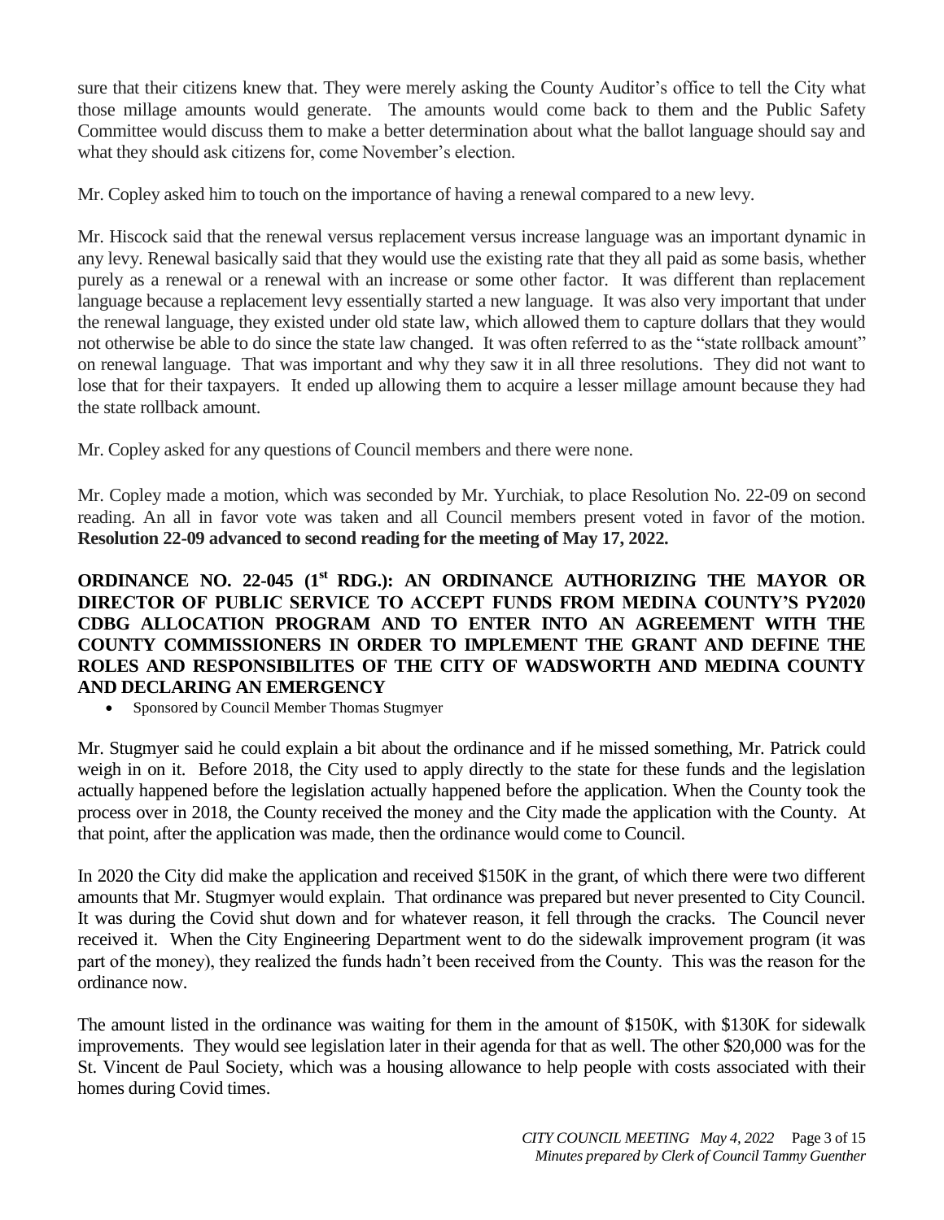sure that their citizens knew that. They were merely asking the County Auditor's office to tell the City what those millage amounts would generate. The amounts would come back to them and the Public Safety Committee would discuss them to make a better determination about what the ballot language should say and what they should ask citizens for, come November's election.

Mr. Copley asked him to touch on the importance of having a renewal compared to a new levy.

Mr. Hiscock said that the renewal versus replacement versus increase language was an important dynamic in any levy. Renewal basically said that they would use the existing rate that they all paid as some basis, whether purely as a renewal or a renewal with an increase or some other factor. It was different than replacement language because a replacement levy essentially started a new language. It was also very important that under the renewal language, they existed under old state law, which allowed them to capture dollars that they would not otherwise be able to do since the state law changed. It was often referred to as the "state rollback amount" on renewal language. That was important and why they saw it in all three resolutions. They did not want to lose that for their taxpayers. It ended up allowing them to acquire a lesser millage amount because they had the state rollback amount.

Mr. Copley asked for any questions of Council members and there were none.

Mr. Copley made a motion, which was seconded by Mr. Yurchiak, to place Resolution No. 22-09 on second reading. An all in favor vote was taken and all Council members present voted in favor of the motion. **Resolution 22-09 advanced to second reading for the meeting of May 17, 2022.**

**ORDINANCE NO. 22-045 (1st RDG.): AN ORDINANCE AUTHORIZING THE MAYOR OR DIRECTOR OF PUBLIC SERVICE TO ACCEPT FUNDS FROM MEDINA COUNTY'S PY2020 CDBG ALLOCATION PROGRAM AND TO ENTER INTO AN AGREEMENT WITH THE COUNTY COMMISSIONERS IN ORDER TO IMPLEMENT THE GRANT AND DEFINE THE ROLES AND RESPONSIBILITES OF THE CITY OF WADSWORTH AND MEDINA COUNTY AND DECLARING AN EMERGENCY**

- Sponsored by Council Member Thomas Stugmyer

Mr. Stugmyer said he could explain a bit about the ordinance and if he missed something, Mr. Patrick could weigh in on it. Before 2018, the City used to apply directly to the state for these funds and the legislation actually happened before the legislation actually happened before the application. When the County took the process over in 2018, the County received the money and the City made the application with the County. At that point, after the application was made, then the ordinance would come to Council.

In 2020 the City did make the application and received $150K in the grant, of which there were two different amounts that Mr. Stugmyer would explain. That ordinance was prepared but never presented to City Council. It was during the Covid shut down and for whatever reason, it fell through the cracks. The Council never received it. When the City Engineering Department went to do the sidewalk improvement program (it was part of the money), they realized the funds hadn't been received from the County. This was the reason for the ordinance now.

The amount listed in the ordinance was waiting for them in the amount of $150K, with $130K for sidewalk improvements. They would see legislation later in their agenda for that as well. The other $20,000 was for the St. Vincent de Paul Society, which was a housing allowance to help people with costs associated with their homes during Covid times.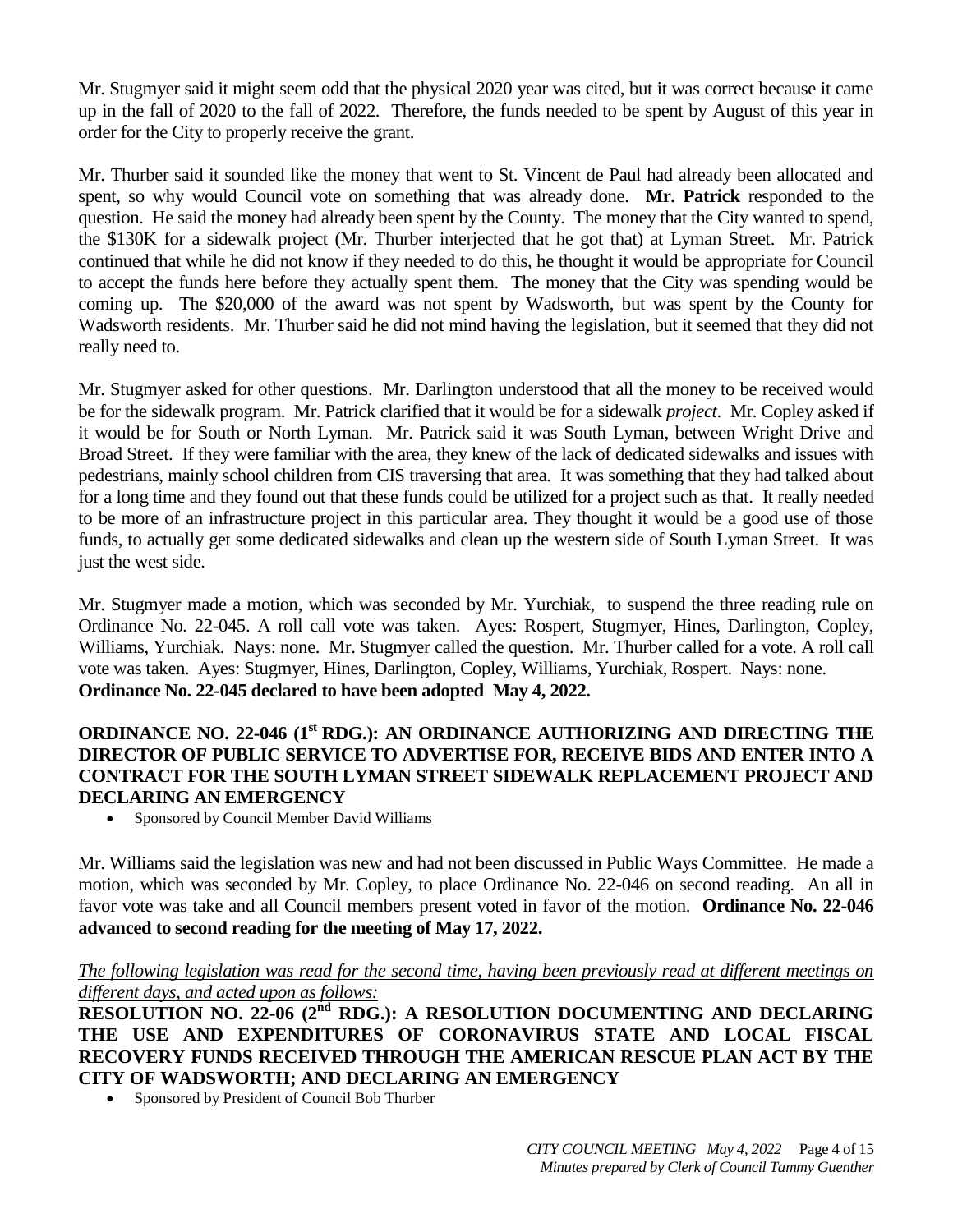Mr. Stugmyer said it might seem odd that the physical 2020 year was cited, but it was correct because it came up in the fall of 2020 to the fall of 2022. Therefore, the funds needed to be spent by August of this year in order for the City to properly receive the grant.

Mr. Thurber said it sounded like the money that went to St. Vincent de Paul had already been allocated and spent, so why would Council vote on something that was already done. **Mr. Patrick** responded to the question. He said the money had already been spent by the County. The money that the City wanted to spend, the $130K for a sidewalk project (Mr. Thurber interjected that he got that) at Lyman Street. Mr. Patrick continued that while he did not know if they needed to do this, he thought it would be appropriate for Council to accept the funds here before they actually spent them. The money that the City was spending would be coming up. The $20,000 of the award was not spent by Wadsworth, but was spent by the County for Wadsworth residents. Mr. Thurber said he did not mind having the legislation, but it seemed that they did not really need to.

Mr. Stugmyer asked for other questions. Mr. Darlington understood that all the money to be received would be for the sidewalk program. Mr. Patrick clarified that it would be for a sidewalk *project*. Mr. Copley asked if it would be for South or North Lyman. Mr. Patrick said it was South Lyman, between Wright Drive and Broad Street. If they were familiar with the area, they knew of the lack of dedicated sidewalks and issues with pedestrians, mainly school children from CIS traversing that area. It was something that they had talked about for a long time and they found out that these funds could be utilized for a project such as that. It really needed to be more of an infrastructure project in this particular area. They thought it would be a good use of those funds, to actually get some dedicated sidewalks and clean up the western side of South Lyman Street. It was just the west side.

Mr. Stugmyer made a motion, which was seconded by Mr. Yurchiak, to suspend the three reading rule on Ordinance No. 22-045. A roll call vote was taken. Ayes: Rospert, Stugmyer, Hines, Darlington, Copley, Williams, Yurchiak. Nays: none. Mr. Stugmyer called the question. Mr. Thurber called for a vote. A roll call vote was taken. Ayes: Stugmyer, Hines, Darlington, Copley, Williams, Yurchiak, Rospert. Nays: none.
**Ordinance No. 22-045 declared to have been adopted May 4, 2022.**

**ORDINANCE NO. 22-046 (1st RDG.): AN ORDINANCE AUTHORIZING AND DIRECTING THE DIRECTOR OF PUBLIC SERVICE TO ADVERTISE FOR, RECEIVE BIDS AND ENTER INTO A CONTRACT FOR THE SOUTH LYMAN STREET SIDEWALK REPLACEMENT PROJECT AND DECLARING AN EMERGENCY**

- Sponsored by Council Member David Williams

Mr. Williams said the legislation was new and had not been discussed in Public Ways Committee. He made a motion, which was seconded by Mr. Copley, to place Ordinance No. 22-046 on second reading. An all in favor vote was take and all Council members present voted in favor of the motion. **Ordinance No. 22-046 advanced to second reading for the meeting of May 17, 2022.**

*The following legislation was read for the second time, having been previously read at different meetings on different days, and acted upon as follows:*

**RESOLUTION NO. 22-06 (2nd RDG.): A RESOLUTION DOCUMENTING AND DECLARING THE USE AND EXPENDITURES OF CORONAVIRUS STATE AND LOCAL FISCAL RECOVERY FUNDS RECEIVED THROUGH THE AMERICAN RESCUE PLAN ACT BY THE CITY OF WADSWORTH; AND DECLARING AN EMERGENCY**

- Sponsored by President of Council Bob Thurber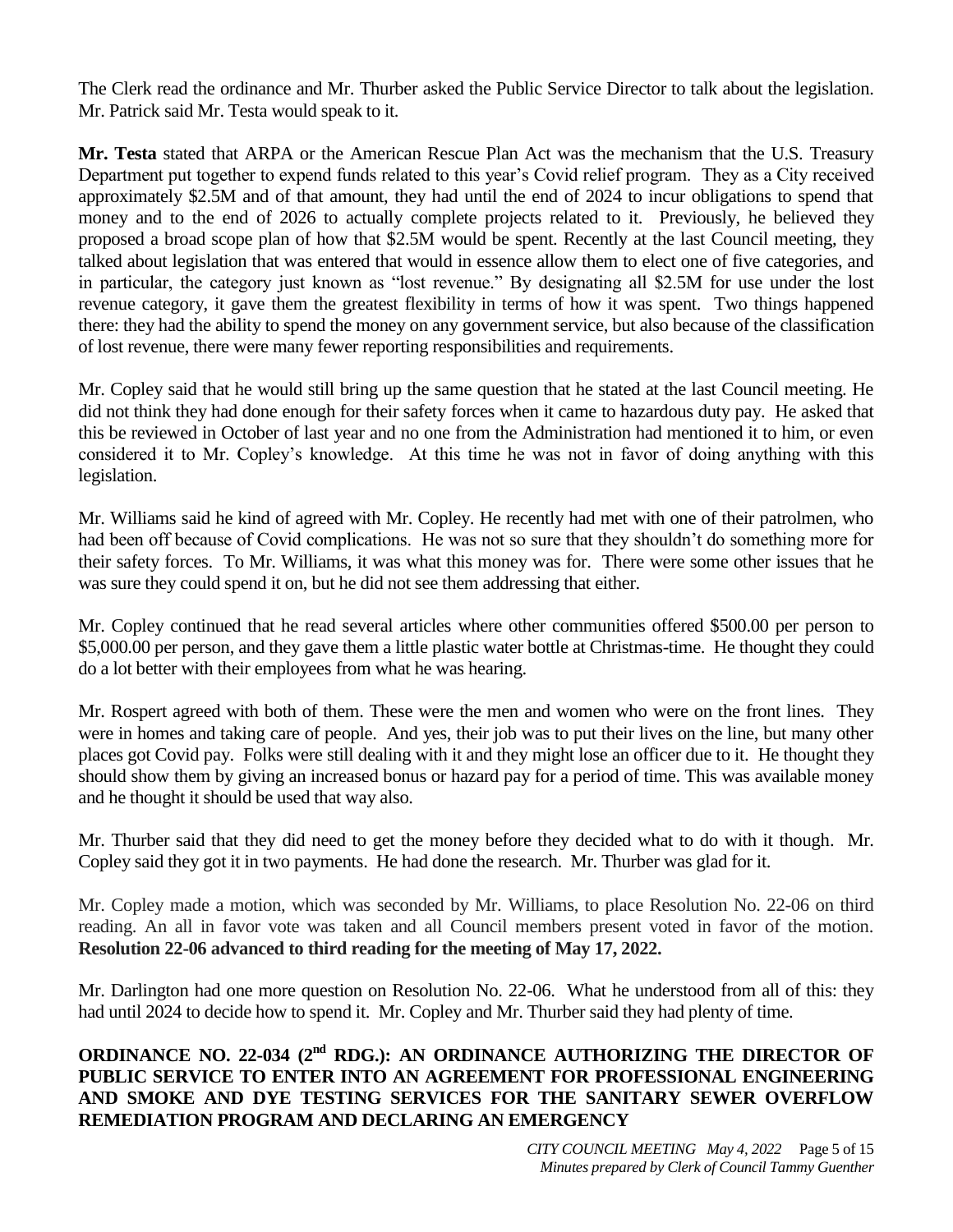The Clerk read the ordinance and Mr. Thurber asked the Public Service Director to talk about the legislation. Mr. Patrick said Mr. Testa would speak to it.

**Mr. Testa** stated that ARPA or the American Rescue Plan Act was the mechanism that the U.S. Treasury Department put together to expend funds related to this year's Covid relief program. They as a City received approximately $2.5M and of that amount, they had until the end of 2024 to incur obligations to spend that money and to the end of 2026 to actually complete projects related to it. Previously, he believed they proposed a broad scope plan of how that $2.5M would be spent. Recently at the last Council meeting, they talked about legislation that was entered that would in essence allow them to elect one of five categories, and in particular, the category just known as "lost revenue." By designating all $2.5M for use under the lost revenue category, it gave them the greatest flexibility in terms of how it was spent. Two things happened there: they had the ability to spend the money on any government service, but also because of the classification of lost revenue, there were many fewer reporting responsibilities and requirements.

Mr. Copley said that he would still bring up the same question that he stated at the last Council meeting. He did not think they had done enough for their safety forces when it came to hazardous duty pay. He asked that this be reviewed in October of last year and no one from the Administration had mentioned it to him, or even considered it to Mr. Copley's knowledge. At this time he was not in favor of doing anything with this legislation.

Mr. Williams said he kind of agreed with Mr. Copley. He recently had met with one of their patrolmen, who had been off because of Covid complications. He was not so sure that they shouldn't do something more for their safety forces. To Mr. Williams, it was what this money was for. There were some other issues that he was sure they could spend it on, but he did not see them addressing that either.

Mr. Copley continued that he read several articles where other communities offered $500.00 per person to $5,000.00 per person, and they gave them a little plastic water bottle at Christmas-time. He thought they could do a lot better with their employees from what he was hearing.

Mr. Rospert agreed with both of them. These were the men and women who were on the front lines. They were in homes and taking care of people. And yes, their job was to put their lives on the line, but many other places got Covid pay. Folks were still dealing with it and they might lose an officer due to it. He thought they should show them by giving an increased bonus or hazard pay for a period of time. This was available money and he thought it should be used that way also.

Mr. Thurber said that they did need to get the money before they decided what to do with it though. Mr. Copley said they got it in two payments. He had done the research. Mr. Thurber was glad for it.

Mr. Copley made a motion, which was seconded by Mr. Williams, to place Resolution No. 22-06 on third reading. An all in favor vote was taken and all Council members present voted in favor of the motion. **Resolution 22-06 advanced to third reading for the meeting of May 17, 2022.**

Mr. Darlington had one more question on Resolution No. 22-06. What he understood from all of this: they had until 2024 to decide how to spend it. Mr. Copley and Mr. Thurber said they had plenty of time.

**ORDINANCE NO. 22-034 (2nd RDG.): AN ORDINANCE AUTHORIZING THE DIRECTOR OF PUBLIC SERVICE TO ENTER INTO AN AGREEMENT FOR PROFESSIONAL ENGINEERING AND SMOKE AND DYE TESTING SERVICES FOR THE SANITARY SEWER OVERFLOW REMEDIATION PROGRAM AND DECLARING AN EMERGENCY**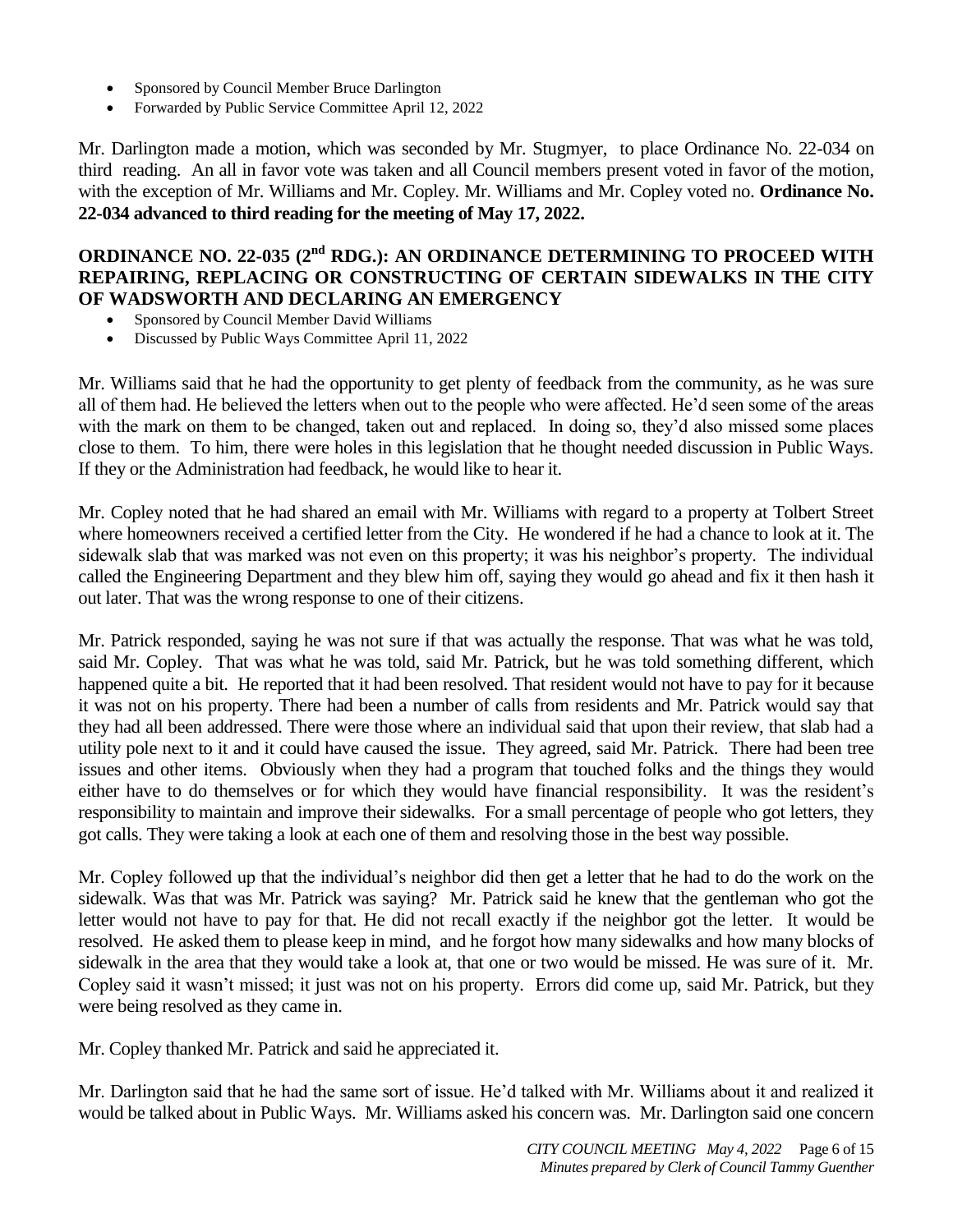- Sponsored by Council Member Bruce Darlington
- Forwarded by Public Service Committee April 12, 2022

Mr. Darlington made a motion, which was seconded by Mr. Stugmyer, to place Ordinance No. 22-034 on third reading. An all in favor vote was taken and all Council members present voted in favor of the motion, with the exception of Mr. Williams and Mr. Copley. Mr. Williams and Mr. Copley voted no. **Ordinance No. 22-034 advanced to third reading for the meeting of May 17, 2022.**

### ORDINANCE NO. 22-035 (2nd RDG.): AN ORDINANCE DETERMINING TO PROCEED WITH REPAIRING, REPLACING OR CONSTRUCTING OF CERTAIN SIDEWALKS IN THE CITY OF WADSWORTH AND DECLARING AN EMERGENCY

- Sponsored by Council Member David Williams
- Discussed by Public Ways Committee April 11, 2022

Mr. Williams said that he had the opportunity to get plenty of feedback from the community, as he was sure all of them had. He believed the letters when out to the people who were affected. He'd seen some of the areas with the mark on them to be changed, taken out and replaced. In doing so, they'd also missed some places close to them. To him, there were holes in this legislation that he thought needed discussion in Public Ways. If they or the Administration had feedback, he would like to hear it.

Mr. Copley noted that he had shared an email with Mr. Williams with regard to a property at Tolbert Street where homeowners received a certified letter from the City. He wondered if he had a chance to look at it. The sidewalk slab that was marked was not even on this property; it was his neighbor's property. The individual called the Engineering Department and they blew him off, saying they would go ahead and fix it then hash it out later. That was the wrong response to one of their citizens.

Mr. Patrick responded, saying he was not sure if that was actually the response. That was what he was told, said Mr. Copley. That was what he was told, said Mr. Patrick, but he was told something different, which happened quite a bit. He reported that it had been resolved. That resident would not have to pay for it because it was not on his property. There had been a number of calls from residents and Mr. Patrick would say that they had all been addressed. There were those where an individual said that upon their review, that slab had a utility pole next to it and it could have caused the issue. They agreed, said Mr. Patrick. There had been tree issues and other items. Obviously when they had a program that touched folks and the things they would either have to do themselves or for which they would have financial responsibility. It was the resident's responsibility to maintain and improve their sidewalks. For a small percentage of people who got letters, they got calls. They were taking a look at each one of them and resolving those in the best way possible.

Mr. Copley followed up that the individual's neighbor did then get a letter that he had to do the work on the sidewalk. Was that was Mr. Patrick was saying? Mr. Patrick said he knew that the gentleman who got the letter would not have to pay for that. He did not recall exactly if the neighbor got the letter. It would be resolved. He asked them to please keep in mind, and he forgot how many sidewalks and how many blocks of sidewalk in the area that they would take a look at, that one or two would be missed. He was sure of it. Mr. Copley said it wasn't missed; it just was not on his property. Errors did come up, said Mr. Patrick, but they were being resolved as they came in.

Mr. Copley thanked Mr. Patrick and said he appreciated it.

Mr. Darlington said that he had the same sort of issue. He'd talked with Mr. Williams about it and realized it would be talked about in Public Ways. Mr. Williams asked his concern was. Mr. Darlington said one concern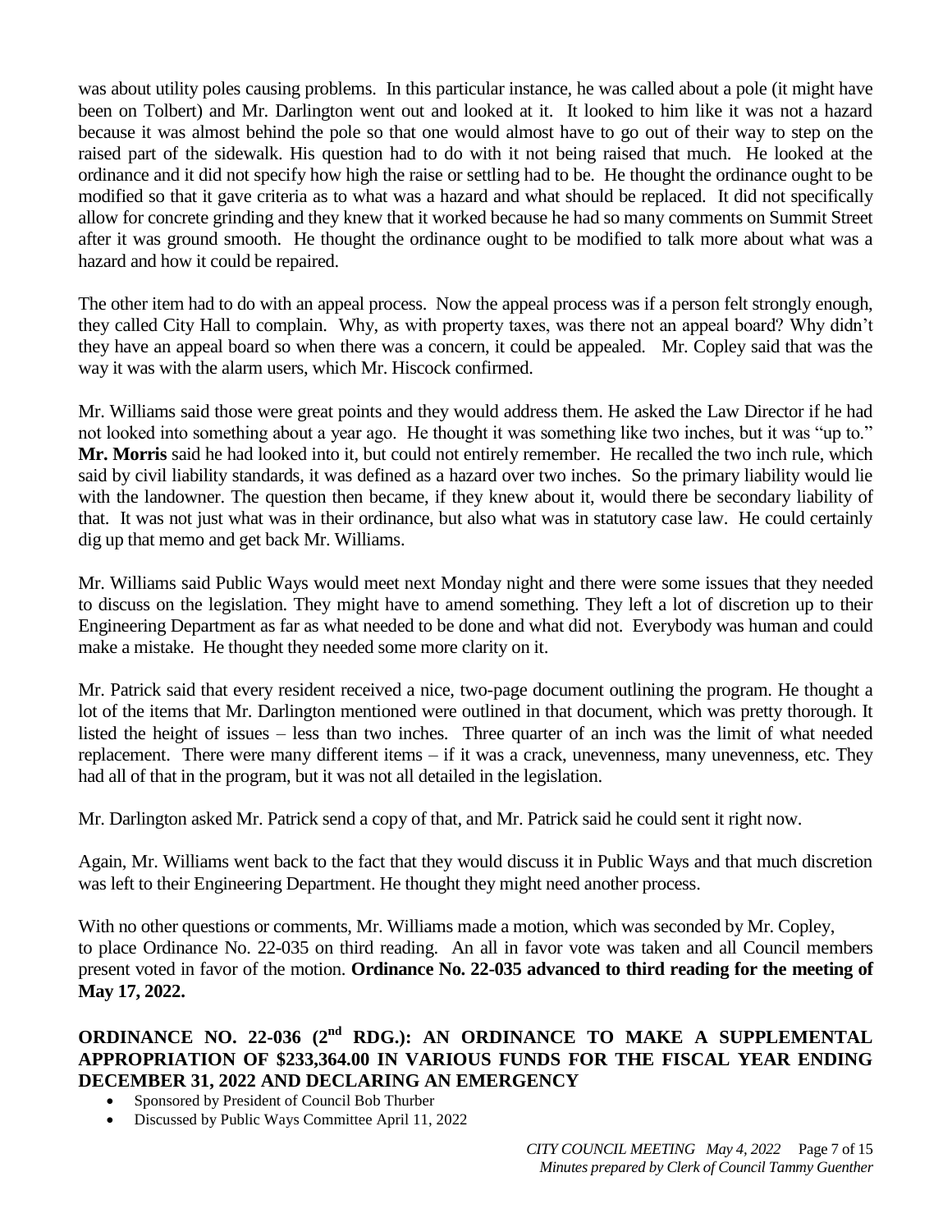was about utility poles causing problems. In this particular instance, he was called about a pole (it might have been on Tolbert) and Mr. Darlington went out and looked at it. It looked to him like it was not a hazard because it was almost behind the pole so that one would almost have to go out of their way to step on the raised part of the sidewalk. His question had to do with it not being raised that much. He looked at the ordinance and it did not specify how high the raise or settling had to be. He thought the ordinance ought to be modified so that it gave criteria as to what was a hazard and what should be replaced. It did not specifically allow for concrete grinding and they knew that it worked because he had so many comments on Summit Street after it was ground smooth. He thought the ordinance ought to be modified to talk more about what was a hazard and how it could be repaired.

The other item had to do with an appeal process. Now the appeal process was if a person felt strongly enough, they called City Hall to complain. Why, as with property taxes, was there not an appeal board? Why didn't they have an appeal board so when there was a concern, it could be appealed. Mr. Copley said that was the way it was with the alarm users, which Mr. Hiscock confirmed.

Mr. Williams said those were great points and they would address them. He asked the Law Director if he had not looked into something about a year ago. He thought it was something like two inches, but it was "up to." **Mr. Morris** said he had looked into it, but could not entirely remember. He recalled the two inch rule, which said by civil liability standards, it was defined as a hazard over two inches. So the primary liability would lie with the landowner. The question then became, if they knew about it, would there be secondary liability of that. It was not just what was in their ordinance, but also what was in statutory case law. He could certainly dig up that memo and get back Mr. Williams.

Mr. Williams said Public Ways would meet next Monday night and there were some issues that they needed to discuss on the legislation. They might have to amend something. They left a lot of discretion up to their Engineering Department as far as what needed to be done and what did not. Everybody was human and could make a mistake. He thought they needed some more clarity on it.

Mr. Patrick said that every resident received a nice, two-page document outlining the program. He thought a lot of the items that Mr. Darlington mentioned were outlined in that document, which was pretty thorough. It listed the height of issues – less than two inches. Three quarter of an inch was the limit of what needed replacement. There were many different items – if it was a crack, unevenness, many unevenness, etc. They had all of that in the program, but it was not all detailed in the legislation.

Mr. Darlington asked Mr. Patrick send a copy of that, and Mr. Patrick said he could sent it right now.

Again, Mr. Williams went back to the fact that they would discuss it in Public Ways and that much discretion was left to their Engineering Department. He thought they might need another process.

With no other questions or comments, Mr. Williams made a motion, which was seconded by Mr. Copley, to place Ordinance No. 22-035 on third reading. An all in favor vote was taken and all Council members present voted in favor of the motion. **Ordinance No. 22-035 advanced to third reading for the meeting of May 17, 2022.**

**ORDINANCE NO. 22-036 (2nd RDG.): AN ORDINANCE TO MAKE A SUPPLEMENTAL APPROPRIATION OF $233,364.00 IN VARIOUS FUNDS FOR THE FISCAL YEAR ENDING DECEMBER 31, 2022 AND DECLARING AN EMERGENCY**

- Sponsored by President of Council Bob Thurber
- Discussed by Public Ways Committee April 11, 2022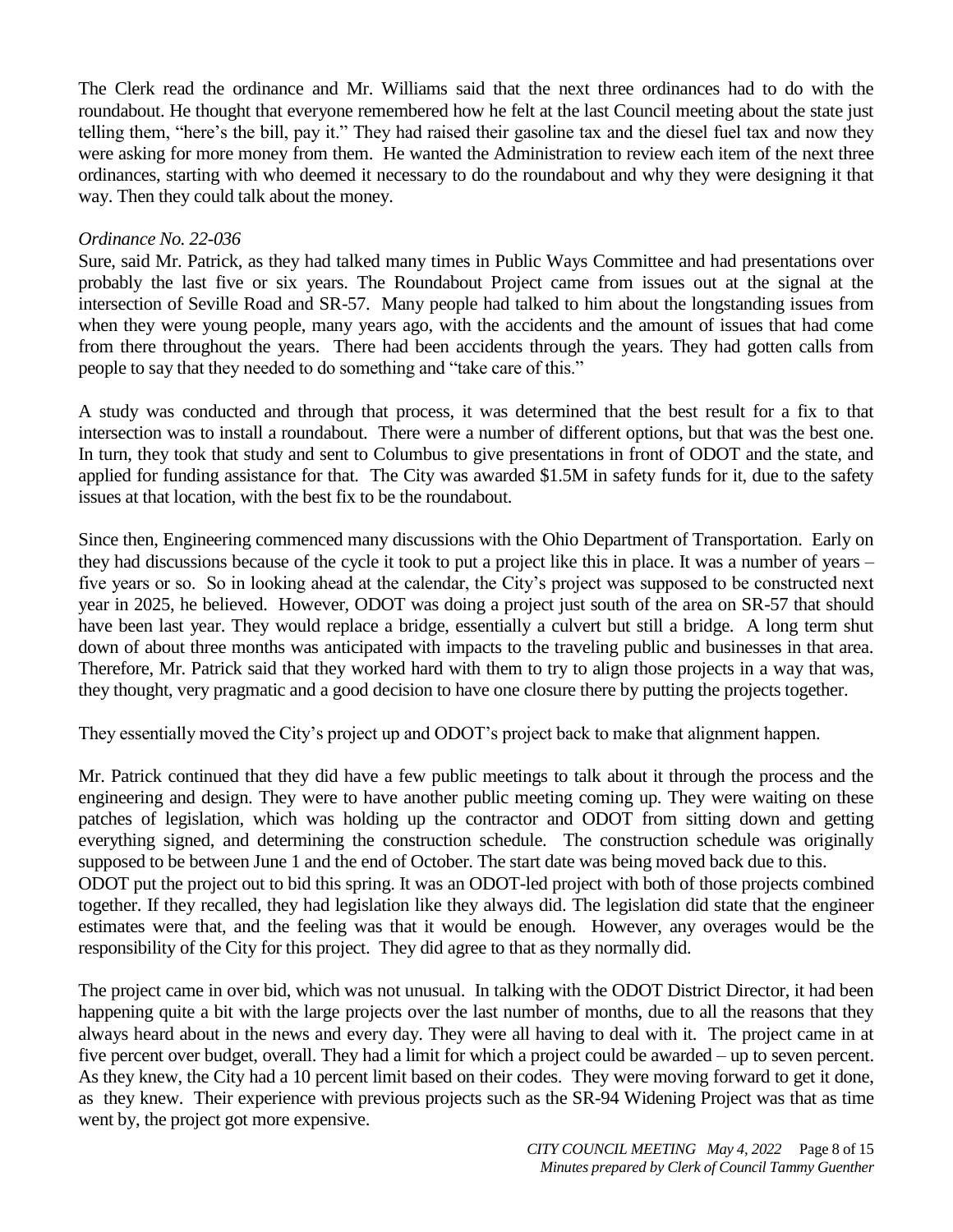The Clerk read the ordinance and Mr. Williams said that the next three ordinances had to do with the roundabout. He thought that everyone remembered how he felt at the last Council meeting about the state just telling them, "here's the bill, pay it." They had raised their gasoline tax and the diesel fuel tax and now they were asking for more money from them. He wanted the Administration to review each item of the next three ordinances, starting with who deemed it necessary to do the roundabout and why they were designing it that way. Then they could talk about the money.

*Ordinance No. 22-036*

Sure, said Mr. Patrick, as they had talked many times in Public Ways Committee and had presentations over probably the last five or six years. The Roundabout Project came from issues out at the signal at the intersection of Seville Road and SR-57. Many people had talked to him about the longstanding issues from when they were young people, many years ago, with the accidents and the amount of issues that had come from there throughout the years. There had been accidents through the years. They had gotten calls from people to say that they needed to do something and "take care of this."

A study was conducted and through that process, it was determined that the best result for a fix to that intersection was to install a roundabout. There were a number of different options, but that was the best one. In turn, they took that study and sent to Columbus to give presentations in front of ODOT and the state, and applied for funding assistance for that. The City was awarded $1.5M in safety funds for it, due to the safety issues at that location, with the best fix to be the roundabout.

Since then, Engineering commenced many discussions with the Ohio Department of Transportation. Early on they had discussions because of the cycle it took to put a project like this in place. It was a number of years – five years or so. So in looking ahead at the calendar, the City's project was supposed to be constructed next year in 2025, he believed. However, ODOT was doing a project just south of the area on SR-57 that should have been last year. They would replace a bridge, essentially a culvert but still a bridge. A long term shut down of about three months was anticipated with impacts to the traveling public and businesses in that area. Therefore, Mr. Patrick said that they worked hard with them to try to align those projects in a way that was, they thought, very pragmatic and a good decision to have one closure there by putting the projects together.

They essentially moved the City's project up and ODOT's project back to make that alignment happen.

Mr. Patrick continued that they did have a few public meetings to talk about it through the process and the engineering and design. They were to have another public meeting coming up. They were waiting on these patches of legislation, which was holding up the contractor and ODOT from sitting down and getting everything signed, and determining the construction schedule. The construction schedule was originally supposed to be between June 1 and the end of October. The start date was being moved back due to this.

ODOT put the project out to bid this spring. It was an ODOT-led project with both of those projects combined together. If they recalled, they had legislation like they always did. The legislation did state that the engineer estimates were that, and the feeling was that it would be enough. However, any overages would be the responsibility of the City for this project. They did agree to that as they normally did.

The project came in over bid, which was not unusual. In talking with the ODOT District Director, it had been happening quite a bit with the large projects over the last number of months, due to all the reasons that they always heard about in the news and every day. They were all having to deal with it. The project came in at five percent over budget, overall. They had a limit for which a project could be awarded – up to seven percent. As they knew, the City had a 10 percent limit based on their codes. They were moving forward to get it done, as they knew. Their experience with previous projects such as the SR-94 Widening Project was that as time went by, the project got more expensive.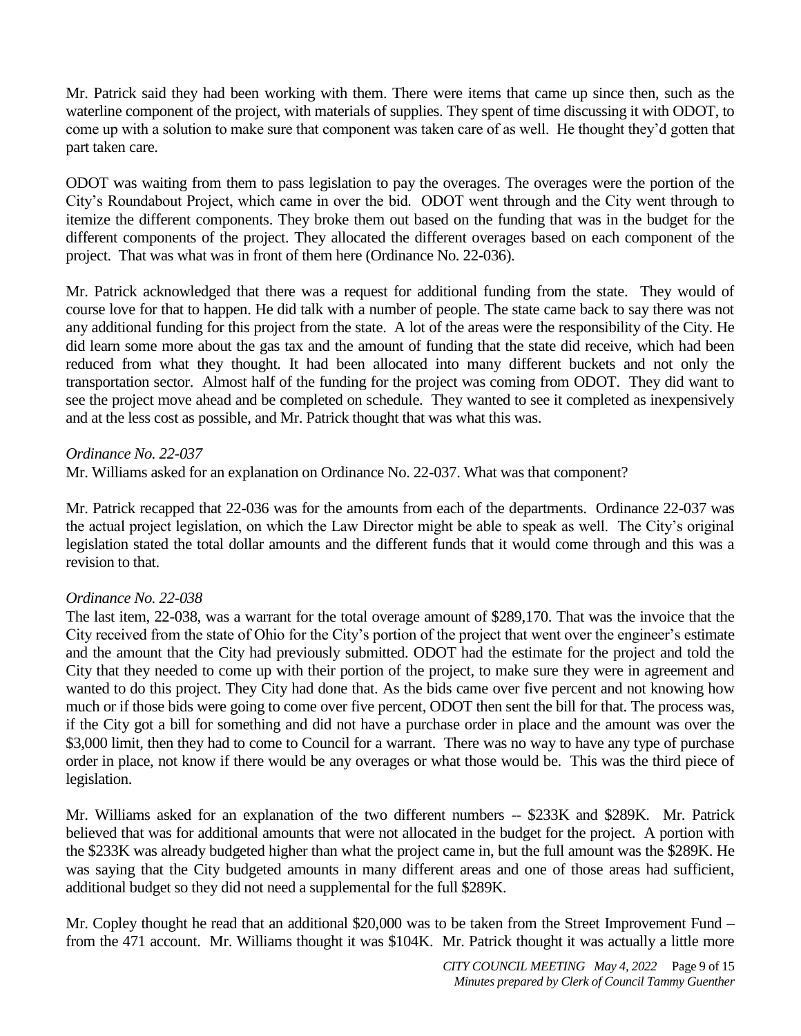Mr. Patrick said they had been working with them. There were items that came up since then, such as the waterline component of the project, with materials of supplies. They spent of time discussing it with ODOT, to come up with a solution to make sure that component was taken care of as well. He thought they'd gotten that part taken care.

ODOT was waiting from them to pass legislation to pay the overages. The overages were the portion of the City's Roundabout Project, which came in over the bid. ODOT went through and the City went through to itemize the different components. They broke them out based on the funding that was in the budget for the different components of the project. They allocated the different overages based on each component of the project. That was what was in front of them here (Ordinance No. 22-036).

Mr. Patrick acknowledged that there was a request for additional funding from the state. They would of course love for that to happen. He did talk with a number of people. The state came back to say there was not any additional funding for this project from the state. A lot of the areas were the responsibility of the City. He did learn some more about the gas tax and the amount of funding that the state did receive, which had been reduced from what they thought. It had been allocated into many different buckets and not only the transportation sector. Almost half of the funding for the project was coming from ODOT. They did want to see the project move ahead and be completed on schedule. They wanted to see it completed as inexpensively and at the less cost as possible, and Mr. Patrick thought that was what this was.

*Ordinance No. 22-037*

Mr. Williams asked for an explanation on Ordinance No. 22-037. What was that component?

Mr. Patrick recapped that 22-036 was for the amounts from each of the departments. Ordinance 22-037 was the actual project legislation, on which the Law Director might be able to speak as well. The City's original legislation stated the total dollar amounts and the different funds that it would come through and this was a revision to that.

*Ordinance No. 22-038*

The last item, 22-038, was a warrant for the total overage amount of $289,170. That was the invoice that the City received from the state of Ohio for the City's portion of the project that went over the engineer's estimate and the amount that the City had previously submitted. ODOT had the estimate for the project and told the City that they needed to come up with their portion of the project, to make sure they were in agreement and wanted to do this project. They City had done that. As the bids came over five percent and not knowing how much or if those bids were going to come over five percent, ODOT then sent the bill for that. The process was, if the City got a bill for something and did not have a purchase order in place and the amount was over the $3,000 limit, then they had to come to Council for a warrant. There was no way to have any type of purchase order in place, not know if there would be any overages or what those would be. This was the third piece of legislation.

Mr. Williams asked for an explanation of the two different numbers -- $233K and $289K. Mr. Patrick believed that was for additional amounts that were not allocated in the budget for the project. A portion with the $233K was already budgeted higher than what the project came in, but the full amount was the $289K. He was saying that the City budgeted amounts in many different areas and one of those areas had sufficient, additional budget so they did not need a supplemental for the full $289K.

Mr. Copley thought he read that an additional $20,000 was to be taken from the Street Improvement Fund – from the 471 account. Mr. Williams thought it was $104K. Mr. Patrick thought it was actually a little more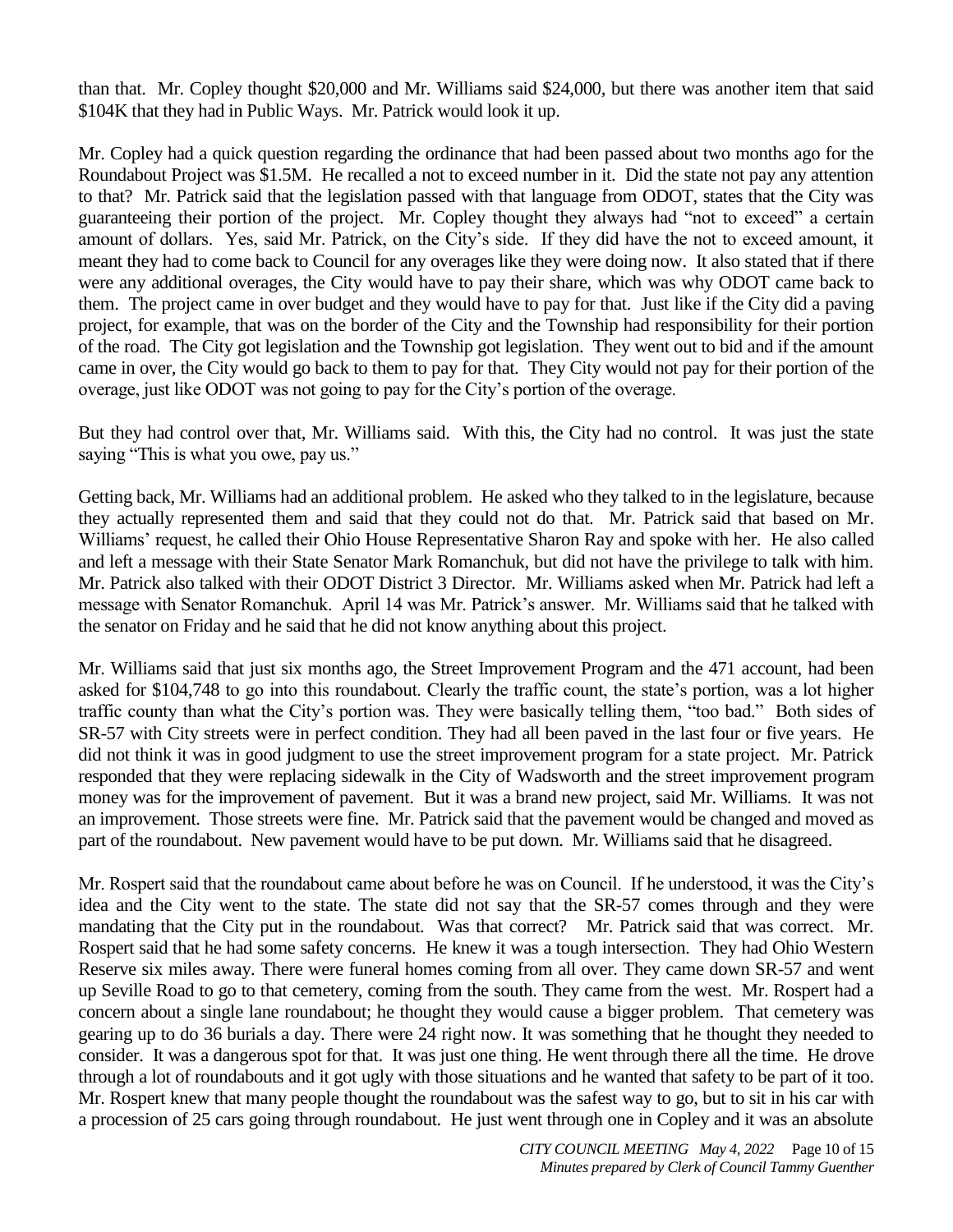than that. Mr. Copley thought $20,000 and Mr. Williams said $24,000, but there was another item that said $104K that they had in Public Ways. Mr. Patrick would look it up.

Mr. Copley had a quick question regarding the ordinance that had been passed about two months ago for the Roundabout Project was $1.5M. He recalled a not to exceed number in it. Did the state not pay any attention to that? Mr. Patrick said that the legislation passed with that language from ODOT, states that the City was guaranteeing their portion of the project. Mr. Copley thought they always had "not to exceed" a certain amount of dollars. Yes, said Mr. Patrick, on the City's side. If they did have the not to exceed amount, it meant they had to come back to Council for any overages like they were doing now. It also stated that if there were any additional overages, the City would have to pay their share, which was why ODOT came back to them. The project came in over budget and they would have to pay for that. Just like if the City did a paving project, for example, that was on the border of the City and the Township had responsibility for their portion of the road. The City got legislation and the Township got legislation. They went out to bid and if the amount came in over, the City would go back to them to pay for that. They City would not pay for their portion of the overage, just like ODOT was not going to pay for the City's portion of the overage.

But they had control over that, Mr. Williams said. With this, the City had no control. It was just the state saying "This is what you owe, pay us."

Getting back, Mr. Williams had an additional problem. He asked who they talked to in the legislature, because they actually represented them and said that they could not do that. Mr. Patrick said that based on Mr. Williams' request, he called their Ohio House Representative Sharon Ray and spoke with her. He also called and left a message with their State Senator Mark Romanchuk, but did not have the privilege to talk with him. Mr. Patrick also talked with their ODOT District 3 Director. Mr. Williams asked when Mr. Patrick had left a message with Senator Romanchuk. April 14 was Mr. Patrick's answer. Mr. Williams said that he talked with the senator on Friday and he said that he did not know anything about this project.

Mr. Williams said that just six months ago, the Street Improvement Program and the 471 account, had been asked for $104,748 to go into this roundabout. Clearly the traffic count, the state's portion, was a lot higher traffic county than what the City's portion was. They were basically telling them, "too bad." Both sides of SR-57 with City streets were in perfect condition. They had all been paved in the last four or five years. He did not think it was in good judgment to use the street improvement program for a state project. Mr. Patrick responded that they were replacing sidewalk in the City of Wadsworth and the street improvement program money was for the improvement of pavement. But it was a brand new project, said Mr. Williams. It was not an improvement. Those streets were fine. Mr. Patrick said that the pavement would be changed and moved as part of the roundabout. New pavement would have to be put down. Mr. Williams said that he disagreed.

Mr. Rospert said that the roundabout came about before he was on Council. If he understood, it was the City's idea and the City went to the state. The state did not say that the SR-57 comes through and they were mandating that the City put in the roundabout. Was that correct? Mr. Patrick said that was correct. Mr. Rospert said that he had some safety concerns. He knew it was a tough intersection. They had Ohio Western Reserve six miles away. There were funeral homes coming from all over. They came down SR-57 and went up Seville Road to go to that cemetery, coming from the south. They came from the west. Mr. Rospert had a concern about a single lane roundabout; he thought they would cause a bigger problem. That cemetery was gearing up to do 36 burials a day. There were 24 right now. It was something that he thought they needed to consider. It was a dangerous spot for that. It was just one thing. He went through there all the time. He drove through a lot of roundabouts and it got ugly with those situations and he wanted that safety to be part of it too. Mr. Rospert knew that many people thought the roundabout was the safest way to go, but to sit in his car with a procession of 25 cars going through roundabout. He just went through one in Copley and it was an absolute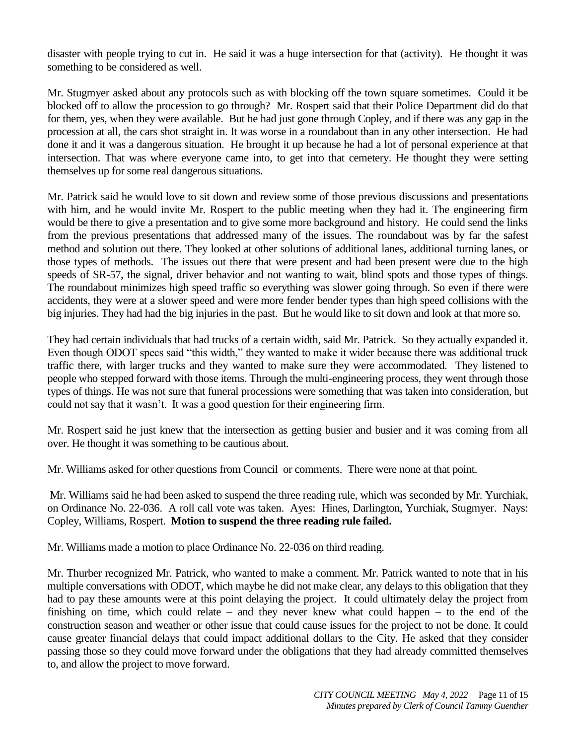disaster with people trying to cut in. He said it was a huge intersection for that (activity). He thought it was something to be considered as well.

Mr. Stugmyer asked about any protocols such as with blocking off the town square sometimes. Could it be blocked off to allow the procession to go through? Mr. Rospert said that their Police Department did do that for them, yes, when they were available. But he had just gone through Copley, and if there was any gap in the procession at all, the cars shot straight in. It was worse in a roundabout than in any other intersection. He had done it and it was a dangerous situation. He brought it up because he had a lot of personal experience at that intersection. That was where everyone came into, to get into that cemetery. He thought they were setting themselves up for some real dangerous situations.

Mr. Patrick said he would love to sit down and review some of those previous discussions and presentations with him, and he would invite Mr. Rospert to the public meeting when they had it. The engineering firm would be there to give a presentation and to give some more background and history. He could send the links from the previous presentations that addressed many of the issues. The roundabout was by far the safest method and solution out there. They looked at other solutions of additional lanes, additional turning lanes, or those types of methods. The issues out there that were present and had been present were due to the high speeds of SR-57, the signal, driver behavior and not wanting to wait, blind spots and those types of things. The roundabout minimizes high speed traffic so everything was slower going through. So even if there were accidents, they were at a slower speed and were more fender bender types than high speed collisions with the big injuries. They had had the big injuries in the past. But he would like to sit down and look at that more so.

They had certain individuals that had trucks of a certain width, said Mr. Patrick. So they actually expanded it. Even though ODOT specs said "this width," they wanted to make it wider because there was additional truck traffic there, with larger trucks and they wanted to make sure they were accommodated. They listened to people who stepped forward with those items. Through the multi-engineering process, they went through those types of things. He was not sure that funeral processions were something that was taken into consideration, but could not say that it wasn't. It was a good question for their engineering firm.

Mr. Rospert said he just knew that the intersection as getting busier and busier and it was coming from all over. He thought it was something to be cautious about.

Mr. Williams asked for other questions from Council or comments. There were none at that point.

Mr. Williams said he had been asked to suspend the three reading rule, which was seconded by Mr. Yurchiak, on Ordinance No. 22-036. A roll call vote was taken. Ayes: Hines, Darlington, Yurchiak, Stugmyer. Nays: Copley, Williams, Rospert. **Motion to suspend the three reading rule failed.**

Mr. Williams made a motion to place Ordinance No. 22-036 on third reading.

Mr. Thurber recognized Mr. Patrick, who wanted to make a comment. Mr. Patrick wanted to note that in his multiple conversations with ODOT, which maybe he did not make clear, any delays to this obligation that they had to pay these amounts were at this point delaying the project. It could ultimately delay the project from finishing on time, which could relate – and they never knew what could happen – to the end of the construction season and weather or other issue that could cause issues for the project to not be done. It could cause greater financial delays that could impact additional dollars to the City. He asked that they consider passing those so they could move forward under the obligations that they had already committed themselves to, and allow the project to move forward.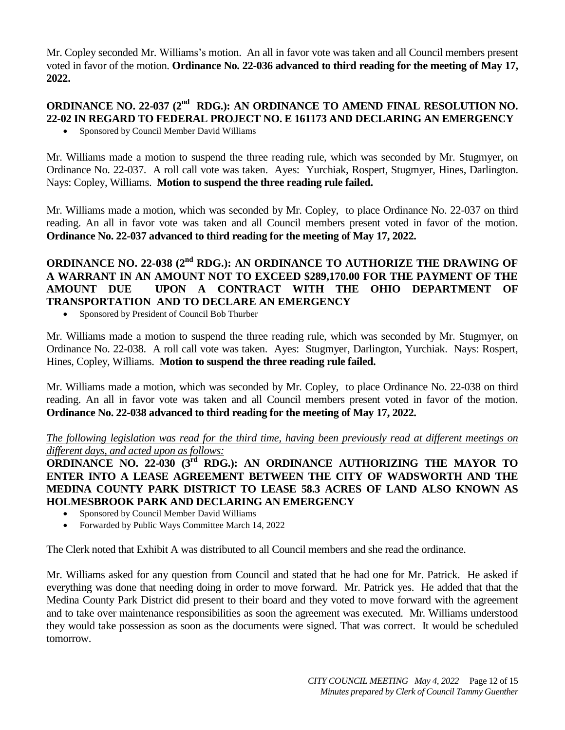Mr. Copley seconded Mr. Williams's motion. An all in favor vote was taken and all Council members present voted in favor of the motion. **Ordinance No. 22-036 advanced to third reading for the meeting of May 17, 2022.**

**ORDINANCE NO. 22-037 (2nd RDG.): AN ORDINANCE TO AMEND FINAL RESOLUTION NO. 22-02 IN REGARD TO FEDERAL PROJECT NO. E 161173 AND DECLARING AN EMERGENCY**

- Sponsored by Council Member David Williams

Mr. Williams made a motion to suspend the three reading rule, which was seconded by Mr. Stugmyer, on Ordinance No. 22-037. A roll call vote was taken. Ayes: Yurchiak, Rospert, Stugmyer, Hines, Darlington. Nays: Copley, Williams. **Motion to suspend the three reading rule failed.**

Mr. Williams made a motion, which was seconded by Mr. Copley, to place Ordinance No. 22-037 on third reading. An all in favor vote was taken and all Council members present voted in favor of the motion. **Ordinance No. 22-037 advanced to third reading for the meeting of May 17, 2022.**

**ORDINANCE NO. 22-038 (2nd RDG.): AN ORDINANCE TO AUTHORIZE THE DRAWING OF A WARRANT IN AN AMOUNT NOT TO EXCEED $289,170.00 FOR THE PAYMENT OF THE AMOUNT DUE UPON A CONTRACT WITH THE OHIO DEPARTMENT OF TRANSPORTATION AND TO DECLARE AN EMERGENCY**

- Sponsored by President of Council Bob Thurber

Mr. Williams made a motion to suspend the three reading rule, which was seconded by Mr. Stugmyer, on Ordinance No. 22-038. A roll call vote was taken. Ayes: Stugmyer, Darlington, Yurchiak. Nays: Rospert, Hines, Copley, Williams. **Motion to suspend the three reading rule failed.**

Mr. Williams made a motion, which was seconded by Mr. Copley, to place Ordinance No. 22-038 on third reading. An all in favor vote was taken and all Council members present voted in favor of the motion. **Ordinance No. 22-038 advanced to third reading for the meeting of May 17, 2022.**

*The following legislation was read for the third time, having been previously read at different meetings on different days, and acted upon as follows:*

**ORDINANCE NO. 22-030 (3rd RDG.): AN ORDINANCE AUTHORIZING THE MAYOR TO ENTER INTO A LEASE AGREEMENT BETWEEN THE CITY OF WADSWORTH AND THE MEDINA COUNTY PARK DISTRICT TO LEASE 58.3 ACRES OF LAND ALSO KNOWN AS HOLMESBROOK PARK AND DECLARING AN EMERGENCY**

- Sponsored by Council Member David Williams
- Forwarded by Public Ways Committee March 14, 2022

The Clerk noted that Exhibit A was distributed to all Council members and she read the ordinance.

Mr. Williams asked for any question from Council and stated that he had one for Mr. Patrick. He asked if everything was done that needing doing in order to move forward. Mr. Patrick yes. He added that that the Medina County Park District did present to their board and they voted to move forward with the agreement and to take over maintenance responsibilities as soon the agreement was executed. Mr. Williams understood they would take possession as soon as the documents were signed. That was correct. It would be scheduled tomorrow.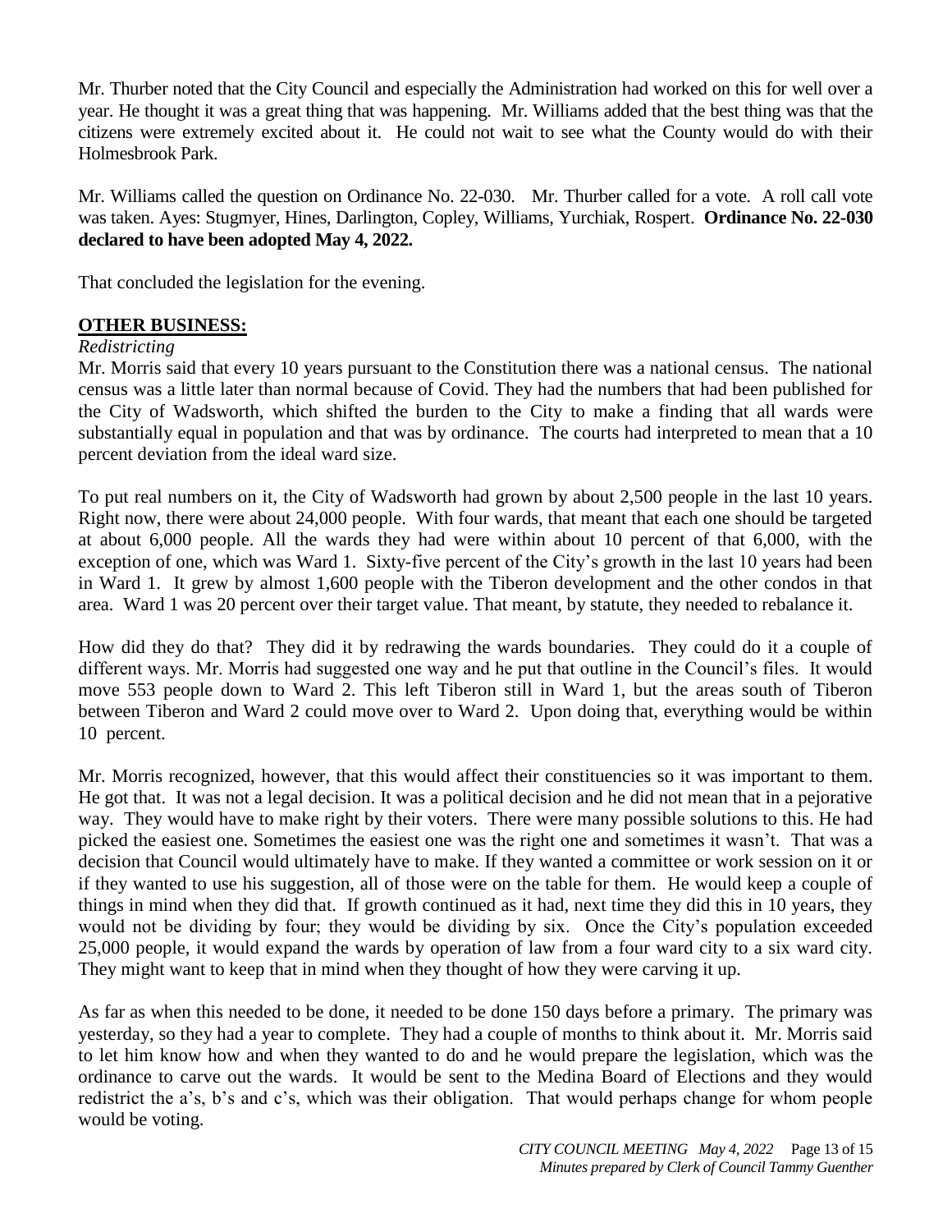Mr. Thurber noted that the City Council and especially the Administration had worked on this for well over a year. He thought it was a great thing that was happening. Mr. Williams added that the best thing was that the citizens were extremely excited about it. He could not wait to see what the County would do with their Holmesbrook Park.

Mr. Williams called the question on Ordinance No. 22-030. Mr. Thurber called for a vote. A roll call vote was taken. Ayes: Stugmyer, Hines, Darlington, Copley, Williams, Yurchiak, Rospert. **Ordinance No. 22-030 declared to have been adopted May 4, 2022.**

That concluded the legislation for the evening.

## OTHER BUSINESS:

*Redistricting*

Mr. Morris said that every 10 years pursuant to the Constitution there was a national census. The national census was a little later than normal because of Covid. They had the numbers that had been published for the City of Wadsworth, which shifted the burden to the City to make a finding that all wards were substantially equal in population and that was by ordinance. The courts had interpreted to mean that a 10 percent deviation from the ideal ward size.

To put real numbers on it, the City of Wadsworth had grown by about 2,500 people in the last 10 years. Right now, there were about 24,000 people. With four wards, that meant that each one should be targeted at about 6,000 people. All the wards they had were within about 10 percent of that 6,000, with the exception of one, which was Ward 1. Sixty-five percent of the City's growth in the last 10 years had been in Ward 1. It grew by almost 1,600 people with the Tiberon development and the other condos in that area. Ward 1 was 20 percent over their target value. That meant, by statute, they needed to rebalance it.

How did they do that? They did it by redrawing the wards boundaries. They could do it a couple of different ways. Mr. Morris had suggested one way and he put that outline in the Council's files. It would move 553 people down to Ward 2. This left Tiberon still in Ward 1, but the areas south of Tiberon between Tiberon and Ward 2 could move over to Ward 2. Upon doing that, everything would be within 10 percent.

Mr. Morris recognized, however, that this would affect their constituencies so it was important to them. He got that. It was not a legal decision. It was a political decision and he did not mean that in a pejorative way. They would have to make right by their voters. There were many possible solutions to this. He had picked the easiest one. Sometimes the easiest one was the right one and sometimes it wasn't. That was a decision that Council would ultimately have to make. If they wanted a committee or work session on it or if they wanted to use his suggestion, all of those were on the table for them. He would keep a couple of things in mind when they did that. If growth continued as it had, next time they did this in 10 years, they would not be dividing by four; they would be dividing by six. Once the City's population exceeded 25,000 people, it would expand the wards by operation of law from a four ward city to a six ward city. They might want to keep that in mind when they thought of how they were carving it up.

As far as when this needed to be done, it needed to be done 150 days before a primary. The primary was yesterday, so they had a year to complete. They had a couple of months to think about it. Mr. Morris said to let him know how and when they wanted to do and he would prepare the legislation, which was the ordinance to carve out the wards. It would be sent to the Medina Board of Elections and they would redistrict the a's, b's and c's, which was their obligation. That would perhaps change for whom people would be voting.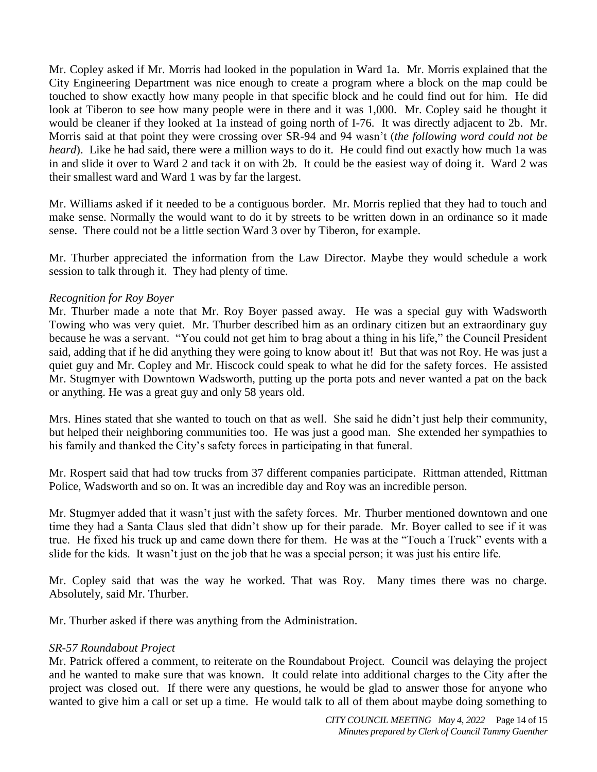Mr. Copley asked if Mr. Morris had looked in the population in Ward 1a. Mr. Morris explained that the City Engineering Department was nice enough to create a program where a block on the map could be touched to show exactly how many people in that specific block and he could find out for him. He did look at Tiberon to see how many people were in there and it was 1,000. Mr. Copley said he thought it would be cleaner if they looked at 1a instead of going north of I-76. It was directly adjacent to 2b. Mr. Morris said at that point they were crossing over SR-94 and 94 wasn't (*the following word could not be heard*). Like he had said, there were a million ways to do it. He could find out exactly how much 1a was in and slide it over to Ward 2 and tack it on with 2b. It could be the easiest way of doing it. Ward 2 was their smallest ward and Ward 1 was by far the largest.

Mr. Williams asked if it needed to be a contiguous border. Mr. Morris replied that they had to touch and make sense. Normally the would want to do it by streets to be written down in an ordinance so it made sense. There could not be a little section Ward 3 over by Tiberon, for example.

Mr. Thurber appreciated the information from the Law Director. Maybe they would schedule a work session to talk through it. They had plenty of time.

*Recognition for Roy Boyer*

Mr. Thurber made a note that Mr. Roy Boyer passed away. He was a special guy with Wadsworth Towing who was very quiet. Mr. Thurber described him as an ordinary citizen but an extraordinary guy because he was a servant. "You could not get him to brag about a thing in his life," the Council President said, adding that if he did anything they were going to know about it! But that was not Roy. He was just a quiet guy and Mr. Copley and Mr. Hiscock could speak to what he did for the safety forces. He assisted Mr. Stugmyer with Downtown Wadsworth, putting up the porta pots and never wanted a pat on the back or anything. He was a great guy and only 58 years old.

Mrs. Hines stated that she wanted to touch on that as well. She said he didn't just help their community, but helped their neighboring communities too. He was just a good man. She extended her sympathies to his family and thanked the City's safety forces in participating in that funeral.

Mr. Rospert said that had tow trucks from 37 different companies participate. Rittman attended, Rittman Police, Wadsworth and so on. It was an incredible day and Roy was an incredible person.

Mr. Stugmyer added that it wasn't just with the safety forces. Mr. Thurber mentioned downtown and one time they had a Santa Claus sled that didn't show up for their parade. Mr. Boyer called to see if it was true. He fixed his truck up and came down there for them. He was at the "Touch a Truck" events with a slide for the kids. It wasn't just on the job that he was a special person; it was just his entire life.

Mr. Copley said that was the way he worked. That was Roy. Many times there was no charge. Absolutely, said Mr. Thurber.

Mr. Thurber asked if there was anything from the Administration.

*SR-57 Roundabout Project*

Mr. Patrick offered a comment, to reiterate on the Roundabout Project. Council was delaying the project and he wanted to make sure that was known. It could relate into additional charges to the City after the project was closed out. If there were any questions, he would be glad to answer those for anyone who wanted to give him a call or set up a time. He would talk to all of them about maybe doing something to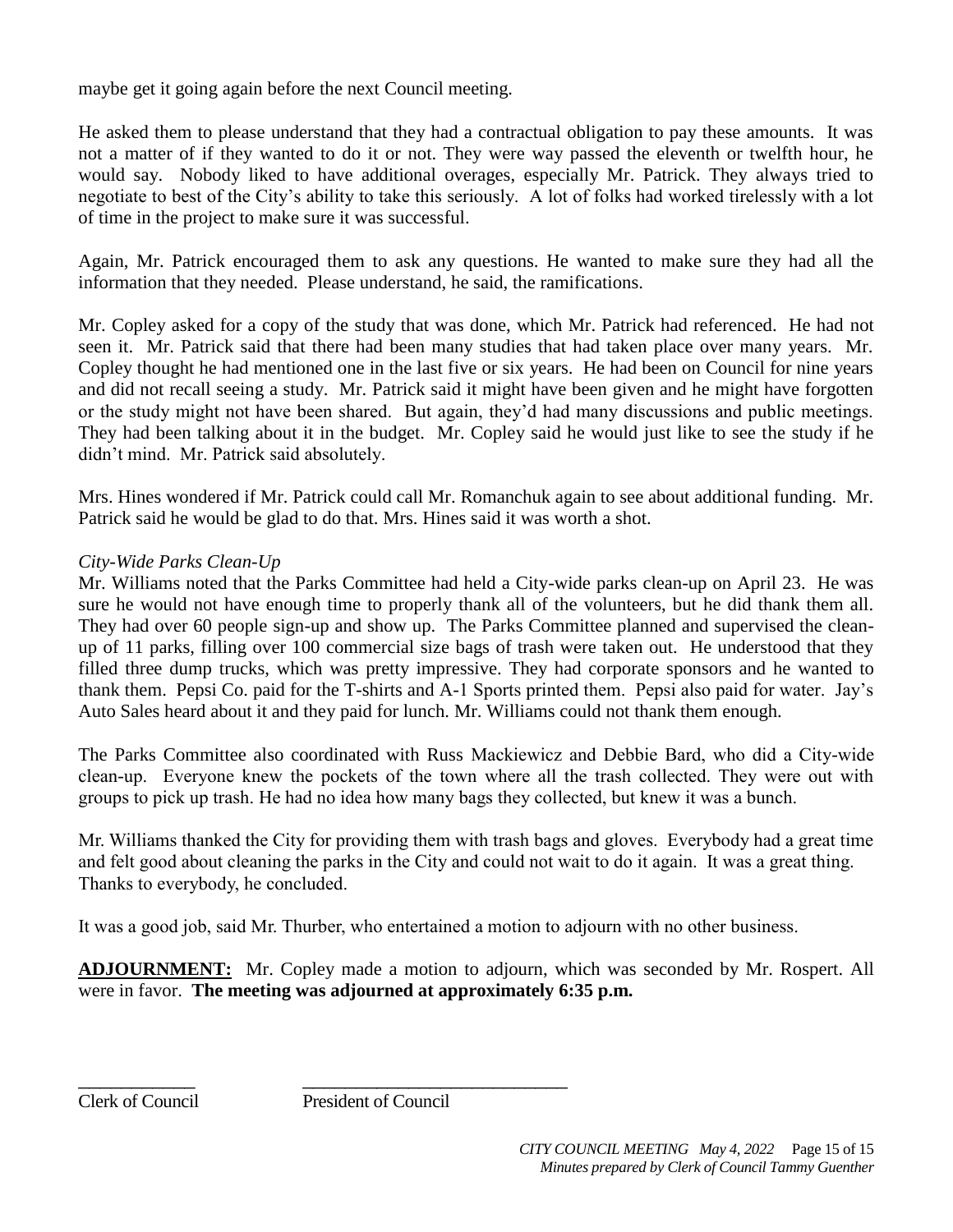maybe get it going again before the next Council meeting.

He asked them to please understand that they had a contractual obligation to pay these amounts. It was not a matter of if they wanted to do it or not. They were way passed the eleventh or twelfth hour, he would say. Nobody liked to have additional overages, especially Mr. Patrick. They always tried to negotiate to best of the City's ability to take this seriously. A lot of folks had worked tirelessly with a lot of time in the project to make sure it was successful.

Again, Mr. Patrick encouraged them to ask any questions. He wanted to make sure they had all the information that they needed. Please understand, he said, the ramifications.

Mr. Copley asked for a copy of the study that was done, which Mr. Patrick had referenced. He had not seen it. Mr. Patrick said that there had been many studies that had taken place over many years. Mr. Copley thought he had mentioned one in the last five or six years. He had been on Council for nine years and did not recall seeing a study. Mr. Patrick said it might have been given and he might have forgotten or the study might not have been shared. But again, they'd had many discussions and public meetings. They had been talking about it in the budget. Mr. Copley said he would just like to see the study if he didn't mind. Mr. Patrick said absolutely.

Mrs. Hines wondered if Mr. Patrick could call Mr. Romanchuk again to see about additional funding. Mr. Patrick said he would be glad to do that. Mrs. Hines said it was worth a shot.

*City-Wide Parks Clean-Up*

Mr. Williams noted that the Parks Committee had held a City-wide parks clean-up on April 23. He was sure he would not have enough time to properly thank all of the volunteers, but he did thank them all. They had over 60 people sign-up and show up. The Parks Committee planned and supervised the clean-up of 11 parks, filling over 100 commercial size bags of trash were taken out. He understood that they filled three dump trucks, which was pretty impressive. They had corporate sponsors and he wanted to thank them. Pepsi Co. paid for the T-shirts and A-1 Sports printed them. Pepsi also paid for water. Jay's Auto Sales heard about it and they paid for lunch. Mr. Williams could not thank them enough.

The Parks Committee also coordinated with Russ Mackiewicz and Debbie Bard, who did a City-wide clean-up. Everyone knew the pockets of the town where all the trash collected. They were out with groups to pick up trash. He had no idea how many bags they collected, but knew it was a bunch.

Mr. Williams thanked the City for providing them with trash bags and gloves. Everybody had a great time and felt good about cleaning the parks in the City and could not wait to do it again. It was a great thing. Thanks to everybody, he concluded.

It was a good job, said Mr. Thurber, who entertained a motion to adjourn with no other business.

**ADJOURNMENT:** Mr. Copley made a motion to adjourn, which was seconded by Mr. Rospert. All were in favor. **The meeting was adjourned at approximately 6:35 p.m.**

_____________ ______________________________

Clerk of Council President of Council

*Minutes prepared by Clerk of Council Tammy Guenther*